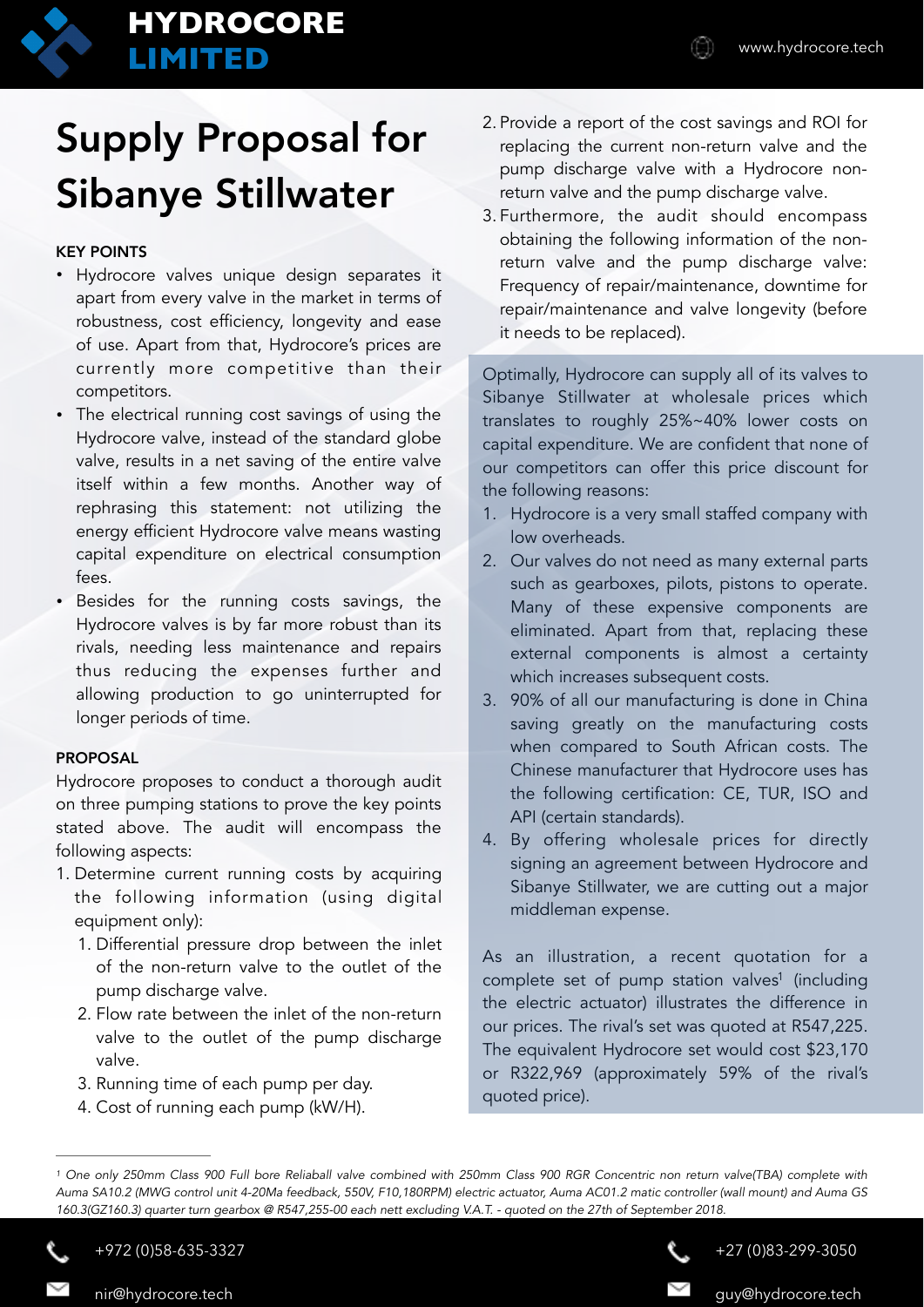# Supply Proposal for Sibanye Stillwater

**KEY POINTS**

- Hydrocore valves unique design separates it apart from every valve in the market in terms of robustness, cost efficiency, longevity and ease of use. Apart from that, Hydrocore's prices are currently more competitive than their competitors.
- The electrical running cost savings of using the Hydrocore valve, instead of the standard globe valve, results in a net saving of the entire valve itself within a few months. Another way of rephrasing this statement: not utilizing the energy efficient Hydrocore valve means wasting capital expenditure on electrical consumption fees.
- Besides for the running costs savings, the Hydrocore valves is by far more robust than its rivals, needing less maintenance and repairs thus reducing the expenses further and allowing production to go uninterrupted for longer periods of time.

**PROPOSAL**

Hydrocore proposes to conduct a thorough audit on three pumping stations to prove the key points stated above. The audit will encompass the following aspects:

1. Determine current running costs by acquiring the following information (using digital equipment only):
   1. Differential pressure drop between the inlet of the non-return valve to the outlet of the pump discharge valve.
   2. Flow rate between the inlet of the non-return valve to the outlet of the pump discharge valve.
   3. Running time of each pump per day.
   4. Cost of running each pump (kW/H).
2. Provide a report of the cost savings and ROI for replacing the current non-return valve and the pump discharge valve with a Hydrocore non-return valve and the pump discharge valve.
3. Furthermore, the audit should encompass obtaining the following information of the non-return valve and the pump discharge valve: Frequency of repair/maintenance, downtime for repair/maintenance and valve longevity (before it needs to be replaced).

Optimally, Hydrocore can supply all of its valves to Sibanye Stillwater at wholesale prices which translates to roughly 25%~40% lower costs on capital expenditure. We are confident that none of our competitors can offer this price discount for the following reasons:

1. Hydrocore is a very small staffed company with low overheads.
2. Our valves do not need as many external parts such as gearboxes, pilots, pistons to operate. Many of these expensive components are eliminated. Apart from that, replacing these external components is almost a certainty which increases subsequent costs.
3. 90% of all our manufacturing is done in China saving greatly on the manufacturing costs when compared to South African costs. The Chinese manufacturer that Hydrocore uses has the following certification: CE, TUR, ISO and API (certain standards).
4. By offering wholesale prices for directly signing an agreement between Hydrocore and Sibanye Stillwater, we are cutting out a major middleman expense.

As an illustration, a recent quotation for a complete set of pump station valves[1] (including the electric actuator) illustrates the difference in our prices. The rival's set was quoted at R547,225. The equivalent Hydrocore set would cost $23,170 or R322,969 (approximately 59% of the rival's quoted price).

---

[1] *One only 250mm Class 900 Full bore Reliaball valve combined with 250mm Class 900 RGR Concentric non return valve(TBA) complete with Auma SA10.2 (MWG control unit 4-20Ma feedback, 550V, F10,180RPM) electric actuator, Auma AC01.2 matic controller (wall mount) and Auma GS 160.3(GZ160.3) quarter turn gearbox @ R547,255-00 each nett excluding V.A.T. - quoted on the 27th of September 2018.*

+972 (0)58-635-3327 | nir@hydrocore.tech

+27 (0)83-299-3050 | guy@hydrocore.tech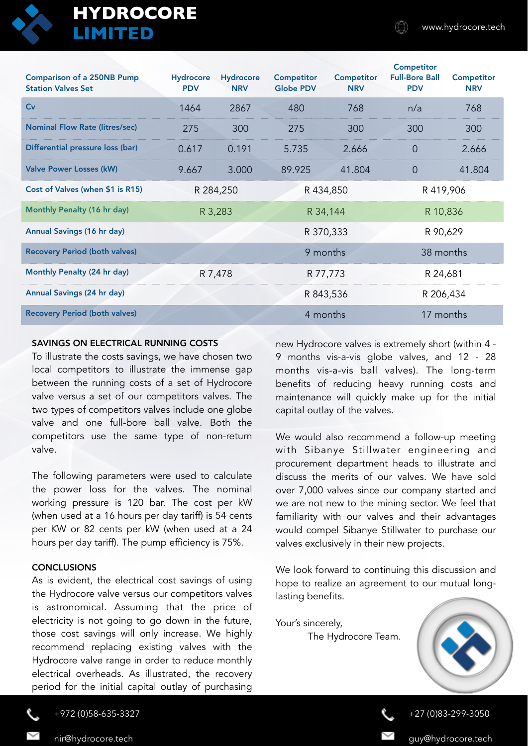| Comparison of a 250NB Pump Station Valves Set | Hydrocore PDV | Hydrocore NRV | Competitor Globe PDV | Competitor NRV | Competitor Full-Bore Ball PDV | Competitor NRV |
|---|---|---|---|---|---|---|
| Cv | 1464 | 2867 | 480 | 768 | n/a | 768 |
| Nominal Flow Rate (litres/sec) | 275 | 300 | 275 | 300 | 300 | 300 |
| Differential pressure loss (bar) | 0.617 | 0.191 | 5.735 | 2.666 | 0 | 2.666 |
| Valve Power Losses (kW) | 9.667 | 3.000 | 89.925 | 41.804 | 0 | 41.804 |
| Cost of Valves (when $1 is R15) | R 284,250 | | R 434,850 | | R 419,906 | |
| Monthly Penalty (16 hr day) | R 3,283 | | R 34,144 | | R 10,836 | |
| Annual Savings (16 hr day) | | | R 370,333 | | R 90,629 | |
| Recovery Period (both valves) | | | 9 months | | 38 months | |
| Monthly Penalty (24 hr day) | R 7,478 | | R 77,773 | | R 24,681 | |
| Annual Savings (24 hr day) | | | R 843,536 | | R 206,434 | |
| Recovery Period (both valves) | | | 4 months | | 17 months | |

## SAVINGS ON ELECTRICAL RUNNING COSTS

To illustrate the costs savings, we have chosen two local competitors to illustrate the immense gap between the running costs of a set of Hydrocore valve versus a set of our competitors valves. The two types of competitors valves include one globe valve and one full-bore ball valve. Both the competitors use the same type of non-return valve.

The following parameters were used to calculate the power loss for the valves. The nominal working pressure is 120 bar. The cost per kW (when used at a 16 hours per day tariff) is 54 cents per KW or 82 cents per kW (when used at a 24 hours per day tariff). The pump efficiency is 75%.

## CONCLUSIONS

As is evident, the electrical cost savings of using the Hydrocore valve versus our competitors valves is astronomical. Assuming that the price of electricity is not going to go down in the future, those cost savings will only increase. We highly recommend replacing existing valves with the Hydrocore valve range in order to reduce monthly electrical overheads. As illustrated, the recovery period for the initial capital outlay of purchasing new Hydrocore valves is extremely short (within 4 - 9 months vis-a-vis globe valves, and 12 - 28 months vis-a-vis ball valves). The long-term benefits of reducing heavy running costs and maintenance will quickly make up for the initial capital outlay of the valves.

We would also recommend a follow-up meeting with Sibanye Stillwater engineering and procurement department heads to illustrate and discuss the merits of our valves. We have sold over 7,000 valves since our company started and we are not new to the mining sector. We feel that familiarity with our valves and their advantages would compel Sibanye Stillwater to purchase our valves exclusively in their new projects.

We look forward to continuing this discussion and hope to realize an agreement to our mutual long-lasting benefits.

Your's sincerely,

The Hydrocore Team.

+972 (0)58-635-3327

nir@hydrocore.tech

+27 (0)83-299-3050

guy@hydrocore.tech